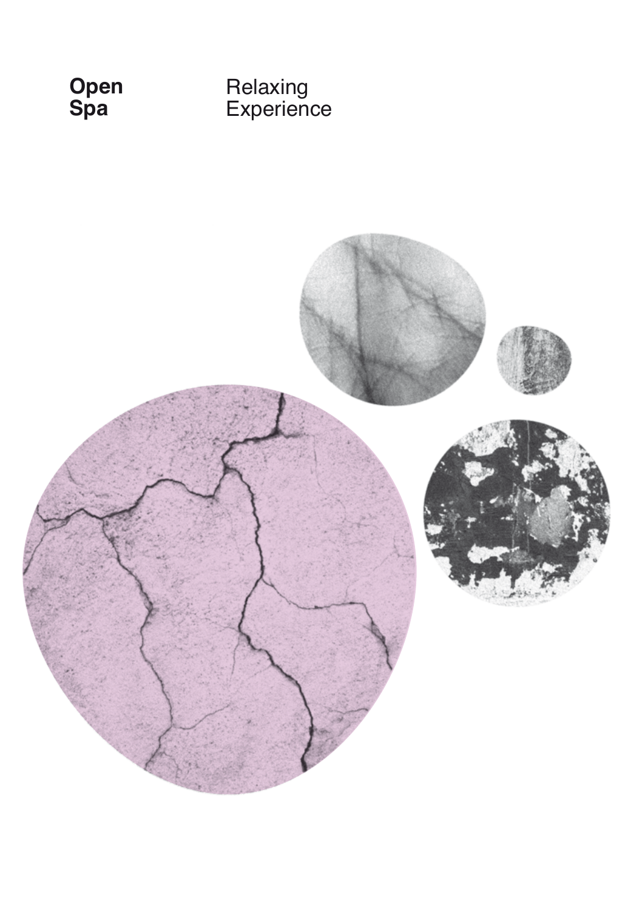**Open Spa**

Relaxing Experience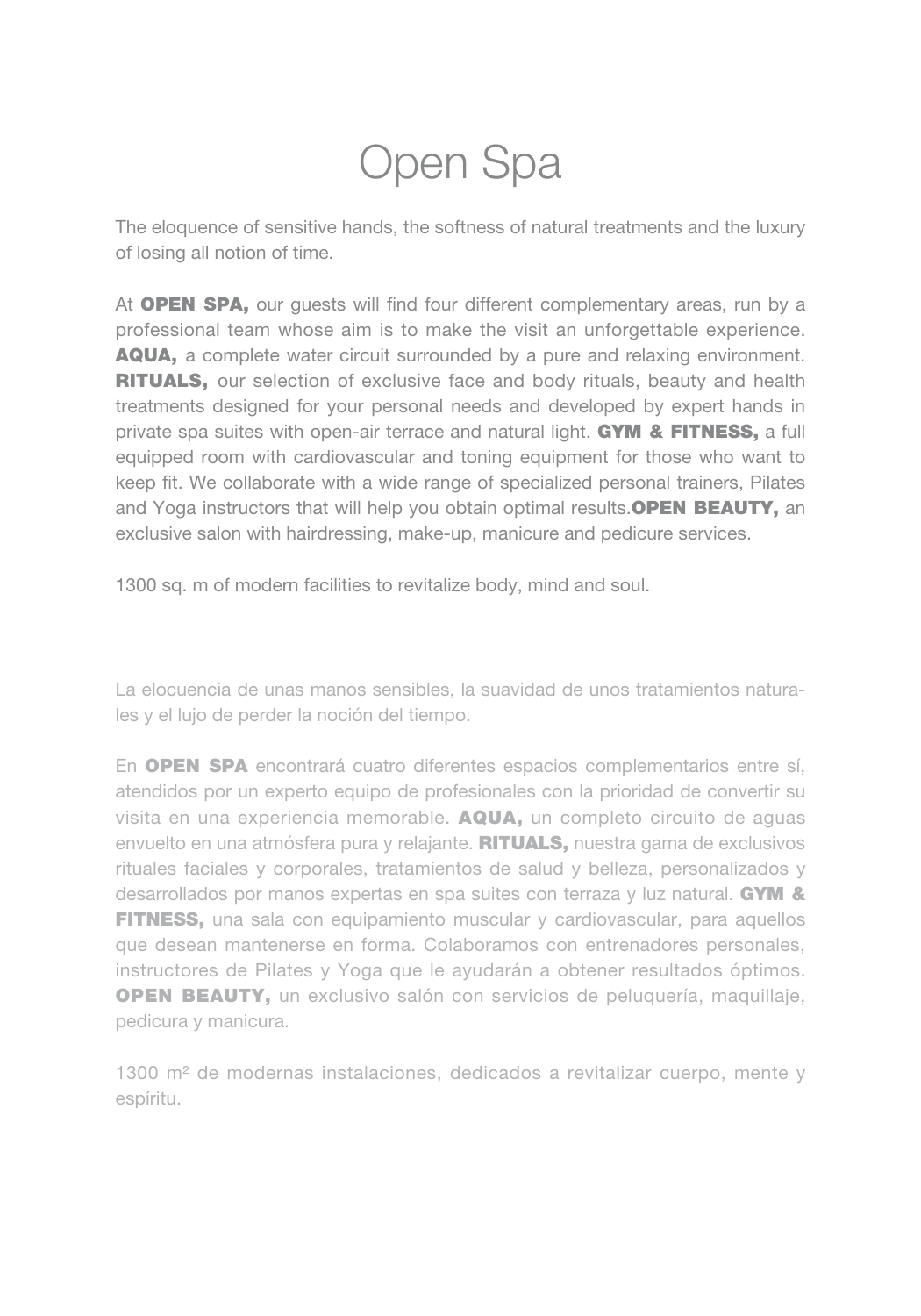# Open Spa

The eloquence of sensitive hands, the softness of natural treatments and the luxury of losing all notion of time.

At **OPEN SPA,** our guests will find four different complementary areas, run by a professional team whose aim is to make the visit an unforgettable experience. **AQUA,** a complete water circuit surrounded by a pure and relaxing environment. **RITUALS,** our selection of exclusive face and body rituals, beauty and health treatments designed for your personal needs and developed by expert hands in private spa suites with open-air terrace and natural light. **GYM & FITNESS,** a full equipped room with cardiovascular and toning equipment for those who want to keep fit. We collaborate with a wide range of specialized personal trainers, Pilates and Yoga instructors that will help you obtain optimal results.**OPEN BEAUTY,** an exclusive salon with hairdressing, make-up, manicure and pedicure services.

1300 sq. m of modern facilities to revitalize body, mind and soul.

La elocuencia de unas manos sensibles, la suavidad de unos tratamientos naturales y el lujo de perder la noción del tiempo.

En **OPEN SPA** encontrará cuatro diferentes espacios complementarios entre sí, atendidos por un experto equipo de profesionales con la prioridad de convertir su visita en una experiencia memorable. **AQUA,** un completo circuito de aguas envuelto en una atmósfera pura y relajante. **RITUALS,** nuestra gama de exclusivos rituales faciales y corporales, tratamientos de salud y belleza, personalizados y desarrollados por manos expertas en spa suites con terraza y luz natural. **GYM & FITNESS,** una sala con equipamiento muscular y cardiovascular, para aquellos que desean mantenerse en forma. Colaboramos con entrenadores personales, instructores de Pilates y Yoga que le ayudarán a obtener resultados óptimos. **OPEN BEAUTY,** un exclusivo salón con servicios de peluquería, maquillaje, pedicura y manicura.

1300 m² de modernas instalaciones, dedicados a revitalizar cuerpo, mente y espíritu.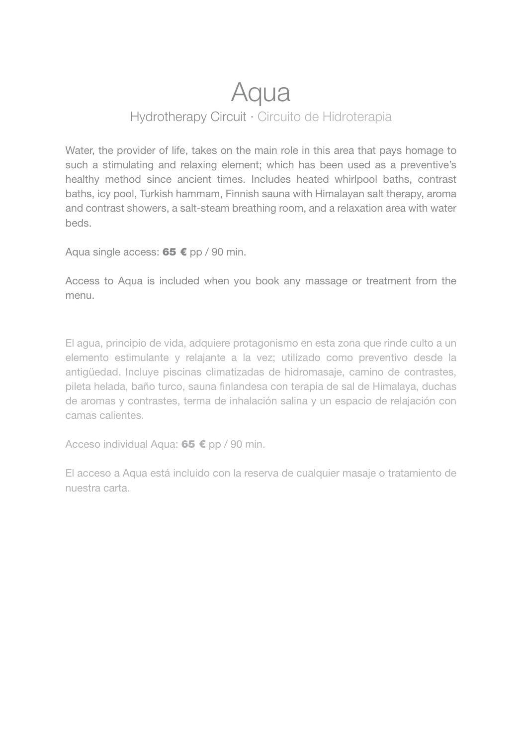# Aqua

## Hydrotherapy Circuit · Circuito de Hidroterapia

Water, the provider of life, takes on the main role in this area that pays homage to such a stimulating and relaxing element; which has been used as a preventive's healthy method since ancient times. Includes heated whirlpool baths, contrast baths, icy pool, Turkish hammam, Finnish sauna with Himalayan salt therapy, aroma and contrast showers, a salt-steam breathing room, and a relaxation area with water beds.

Aqua single access: **65 €** pp / 90 min.

Access to Aqua is included when you book any massage or treatment from the menu.

El agua, principio de vida, adquiere protagonismo en esta zona que rinde culto a un elemento estimulante y relajante a la vez; utilizado como preventivo desde la antigüedad. Incluye piscinas climatizadas de hidromasaje, camino de contrastes, pileta helada, baño turco, sauna finlandesa con terapia de sal de Himalaya, duchas de aromas y contrastes, terma de inhalación salina y un espacio de relajación con camas calientes.

Acceso individual Aqua: **65 €** pp / 90 min.

El acceso a Aqua está incluido con la reserva de cualquier masaje o tratamiento de nuestra carta.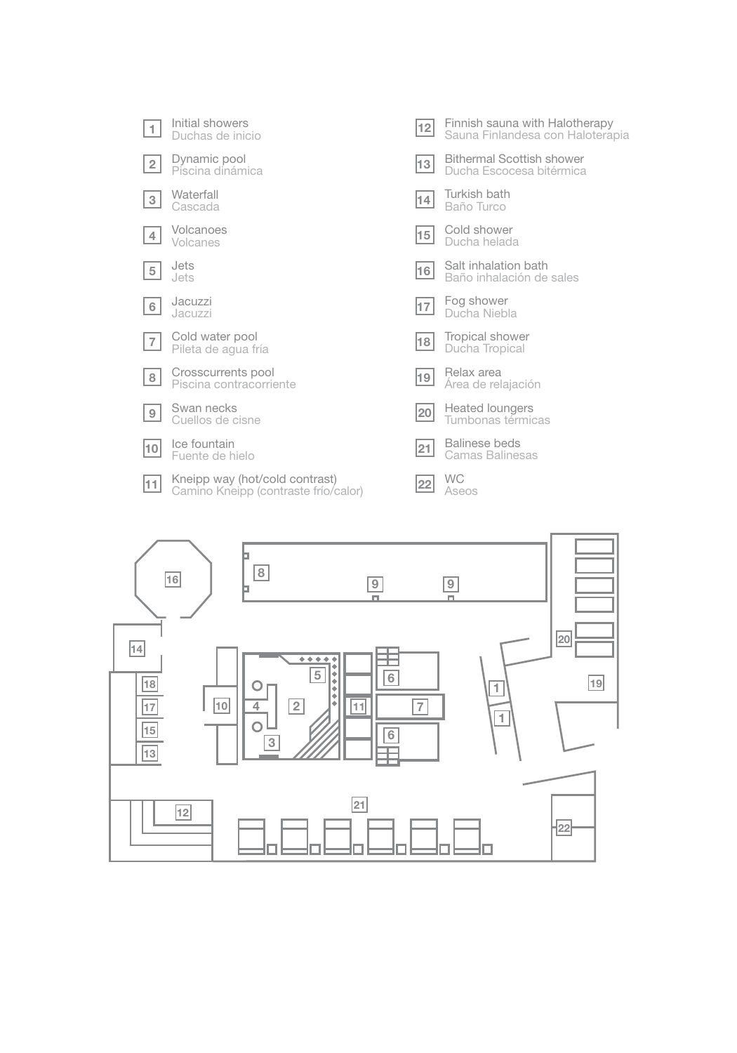1. Initial showers
   Duchas de inicio
2. Dynamic pool
   Piscina dinámica
3. Waterfall
   Cascada
4. Volcanoes
   Volcanes
5. Jets
   Jets
6. Jacuzzi
   Jacuzzi
7. Cold water pool
   Pileta de agua fría
8. Crosscurrents pool
   Piscina contracorriente
9. Swan necks
   Cuellos de cisne
10. Ice fountain
    Fuente de hielo
11. Kneipp way (hot/cold contrast)
    Camino Kneipp (contraste frío/calor)
12. Finnish sauna with Halotherapy
    Sauna Finlandesa con Haloterapia
13. Bithermal Scottish shower
    Ducha Escocesa bitérmica
14. Turkish bath
    Baño Turco
15. Cold shower
    Ducha helada
16. Salt inhalation bath
    Baño inhalación de sales
17. Fog shower
    Ducha Niebla
18. Tropical shower
    Ducha Tropical
19. Relax area
    Área de relajación
20. Heated loungers
    Tumbonas térmicas
21. Balinese beds
    Camas Balinesas
22. WC
    Aseos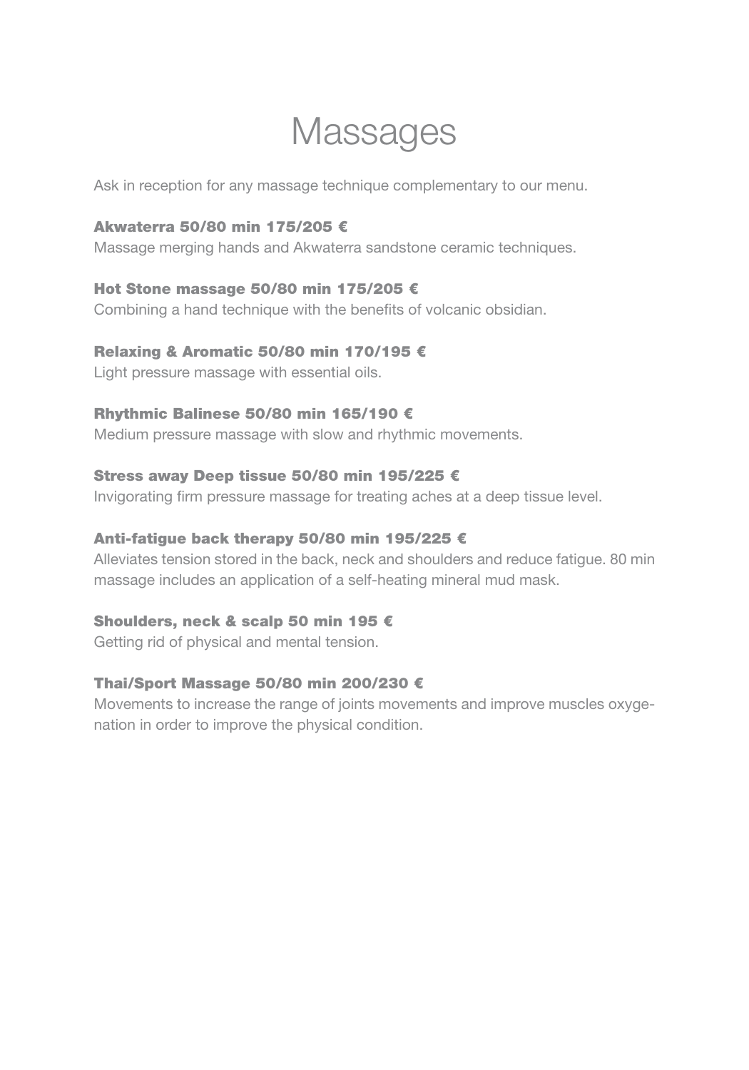# Massages

Ask in reception for any massage technique complementary to our menu.

**Akwaterra 50/80 min 175/205 €**
Massage merging hands and Akwaterra sandstone ceramic techniques.

**Hot Stone massage 50/80 min 175/205 €**
Combining a hand technique with the benefits of volcanic obsidian.

**Relaxing & Aromatic 50/80 min 170/195 €**
Light pressure massage with essential oils.

**Rhythmic Balinese 50/80 min 165/190 €**
Medium pressure massage with slow and rhythmic movements.

**Stress away Deep tissue 50/80 min 195/225 €**
Invigorating firm pressure massage for treating aches at a deep tissue level.

**Anti-fatigue back therapy 50/80 min 195/225 €**
Alleviates tension stored in the back, neck and shoulders and reduce fatigue. 80 min massage includes an application of a self-heating mineral mud mask.

**Shoulders, neck & scalp 50 min 195 €**
Getting rid of physical and mental tension.

**Thai/Sport Massage 50/80 min 200/230 €**
Movements to increase the range of joints movements and improve muscles oxygenation in order to improve the physical condition.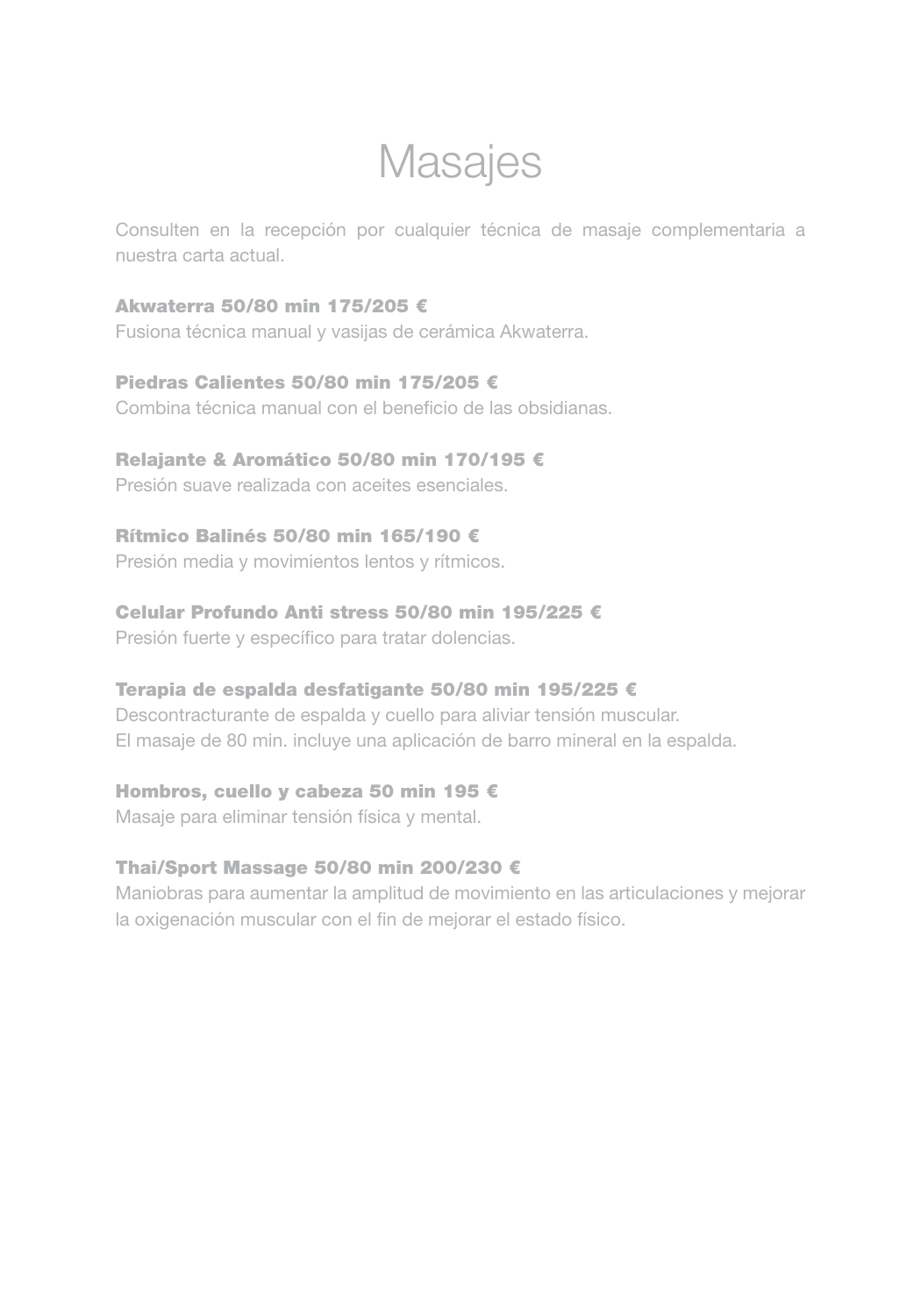# Masajes

Consulten en la recepción por cualquier técnica de masaje complementaria a nuestra carta actual.

**Akwaterra 50/80 min 175/205 €**
Fusiona técnica manual y vasijas de cerámica Akwaterra.

**Piedras Calientes 50/80 min 175/205 €**
Combina técnica manual con el beneficio de las obsidianas.

**Relajante & Aromático 50/80 min 170/195 €**
Presión suave realizada con aceites esenciales.

**Rítmico Balinés 50/80 min 165/190 €**
Presión media y movimientos lentos y rítmicos.

**Celular Profundo Anti stress 50/80 min 195/225 €**
Presión fuerte y específico para tratar dolencias.

**Terapia de espalda desfatigante 50/80 min 195/225 €**
Descontracturante de espalda y cuello para aliviar tensión muscular.
El masaje de 80 min. incluye una aplicación de barro mineral en la espalda.

**Hombros, cuello y cabeza 50 min 195 €**
Masaje para eliminar tensión física y mental.

**Thai/Sport Massage 50/80 min 200/230 €**
Maniobras para aumentar la amplitud de movimiento en las articulaciones y mejorar la oxigenación muscular con el fin de mejorar el estado físico.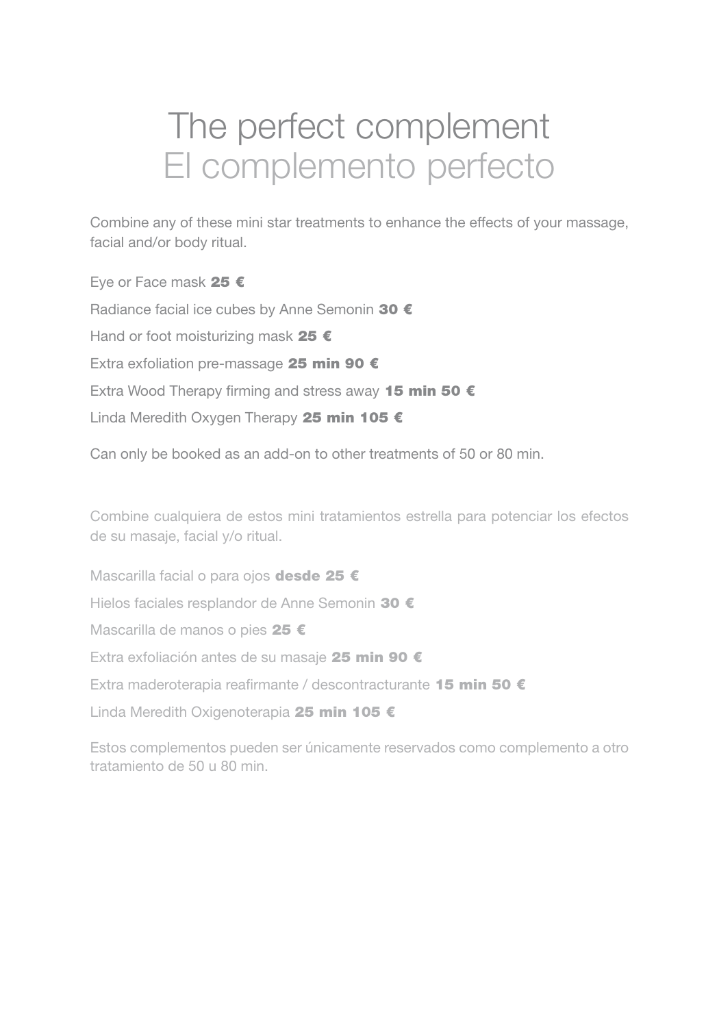# The perfect complement
# El complemento perfecto

Combine any of these mini star treatments to enhance the effects of your massage, facial and/or body ritual.

Eye or Face mask **25 €**

Radiance facial ice cubes by Anne Semonin **30 €**

Hand or foot moisturizing mask **25 €**

Extra exfoliation pre-massage **25 min 90 €**

Extra Wood Therapy firming and stress away **15 min 50 €**

Linda Meredith Oxygen Therapy **25 min 105 €**

Can only be booked as an add-on to other treatments of 50 or 80 min.

Combine cualquiera de estos mini tratamientos estrella para potenciar los efectos de su masaje, facial y/o ritual.

Mascarilla facial o para ojos **desde 25 €**

Hielos faciales resplandor de Anne Semonin **30 €**

Mascarilla de manos o pies **25 €**

Extra exfoliación antes de su masaje **25 min 90 €**

Extra maderoterapia reafirmante / descontracturante **15 min 50 €**

Linda Meredith Oxigenoterapia **25 min 105 €**

Estos complementos pueden ser únicamente reservados como complemento a otro tratamiento de 50 u 80 min.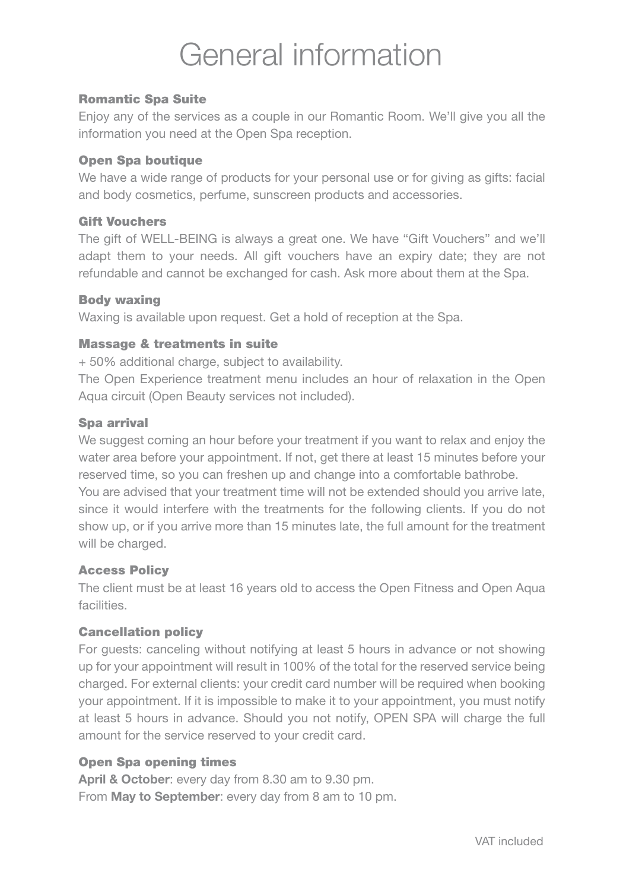# General information

### Romantic Spa Suite

Enjoy any of the services as a couple in our Romantic Room. We'll give you all the information you need at the Open Spa reception.

### Open Spa boutique

We have a wide range of products for your personal use or for giving as gifts: facial and body cosmetics, perfume, sunscreen products and accessories.

### Gift Vouchers

The gift of WELL-BEING is always a great one. We have "Gift Vouchers" and we'll adapt them to your needs. All gift vouchers have an expiry date; they are not refundable and cannot be exchanged for cash. Ask more about them at the Spa.

### Body waxing

Waxing is available upon request. Get a hold of reception at the Spa.

### Massage & treatments in suite

+ 50% additional charge, subject to availability.

The Open Experience treatment menu includes an hour of relaxation in the Open Aqua circuit (Open Beauty services not included).

### Spa arrival

We suggest coming an hour before your treatment if you want to relax and enjoy the water area before your appointment. If not, get there at least 15 minutes before your reserved time, so you can freshen up and change into a comfortable bathrobe.

You are advised that your treatment time will not be extended should you arrive late, since it would interfere with the treatments for the following clients. If you do not show up, or if you arrive more than 15 minutes late, the full amount for the treatment will be charged.

### Access Policy

The client must be at least 16 years old to access the Open Fitness and Open Aqua facilities.

### Cancellation policy

For guests: canceling without notifying at least 5 hours in advance or not showing up for your appointment will result in 100% of the total for the reserved service being charged. For external clients: your credit card number will be required when booking your appointment. If it is impossible to make it to your appointment, you must notify at least 5 hours in advance. Should you not notify, OPEN SPA will charge the full amount for the service reserved to your credit card.

### Open Spa opening times

**April & October**: every day from 8.30 am to 9.30 pm.

From **May to September**: every day from 8 am to 10 pm.

VAT included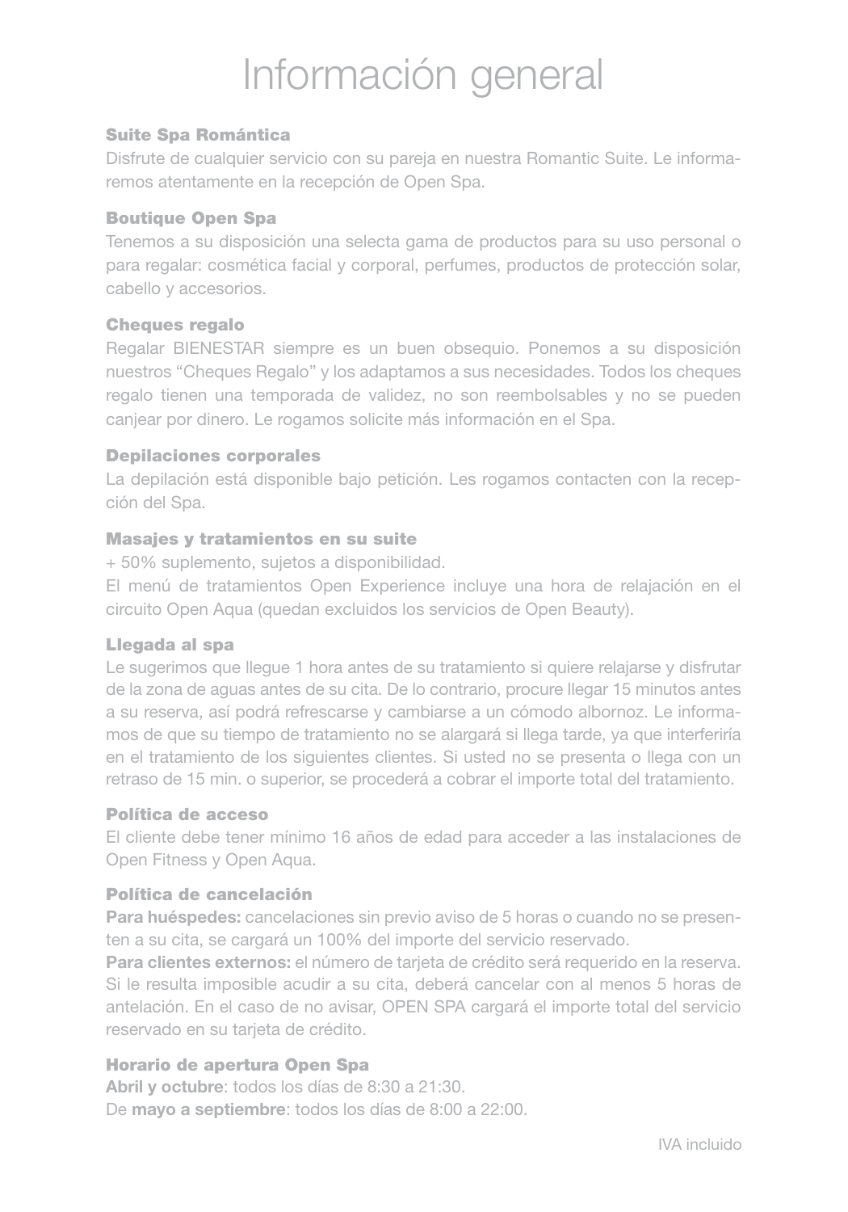# Información general

### Suite Spa Romántica

Disfrute de cualquier servicio con su pareja en nuestra Romantic Suite. Le informaremos atentamente en la recepción de Open Spa.

### Boutique Open Spa

Tenemos a su disposición una selecta gama de productos para su uso personal o para regalar: cosmética facial y corporal, perfumes, productos de protección solar, cabello y accesorios.

### Cheques regalo

Regalar BIENESTAR siempre es un buen obsequio. Ponemos a su disposición nuestros “Cheques Regalo” y los adaptamos a sus necesidades. Todos los cheques regalo tienen una temporada de validez, no son reembolsables y no se pueden canjear por dinero. Le rogamos solicite más información en el Spa.

### Depilaciones corporales

La depilación está disponible bajo petición. Les rogamos contacten con la recepción del Spa.

### Masajes y tratamientos en su suite

+ 50% suplemento, sujetos a disponibilidad.

El menú de tratamientos Open Experience incluye una hora de relajación en el circuito Open Aqua (quedan excluidos los servicios de Open Beauty).

### Llegada al spa

Le sugerimos que llegue 1 hora antes de su tratamiento si quiere relajarse y disfrutar de la zona de aguas antes de su cita. De lo contrario, procure llegar 15 minutos antes a su reserva, así podrá refrescarse y cambiarse a un cómodo albornoz. Le informamos de que su tiempo de tratamiento no se alargará si llega tarde, ya que interferiría en el tratamiento de los siguientes clientes. Si usted no se presenta o llega con un retraso de 15 min. o superior, se procederá a cobrar el importe total del tratamiento.

### Política de acceso

El cliente debe tener mínimo 16 años de edad para acceder a las instalaciones de Open Fitness y Open Aqua.

### Política de cancelación

**Para huéspedes:** cancelaciones sin previo aviso de 5 horas o cuando no se presenten a su cita, se cargará un 100% del importe del servicio reservado.

**Para clientes externos:** el número de tarjeta de crédito será requerido en la reserva. Si le resulta imposible acudir a su cita, deberá cancelar con al menos 5 horas de antelación. En el caso de no avisar, OPEN SPA cargará el importe total del servicio reservado en su tarjeta de crédito.

### Horario de apertura Open Spa

**Abril y octubre**: todos los días de 8:30 a 21:30.

De **mayo a septiembre**: todos los días de 8:00 a 22:00.

IVA incluido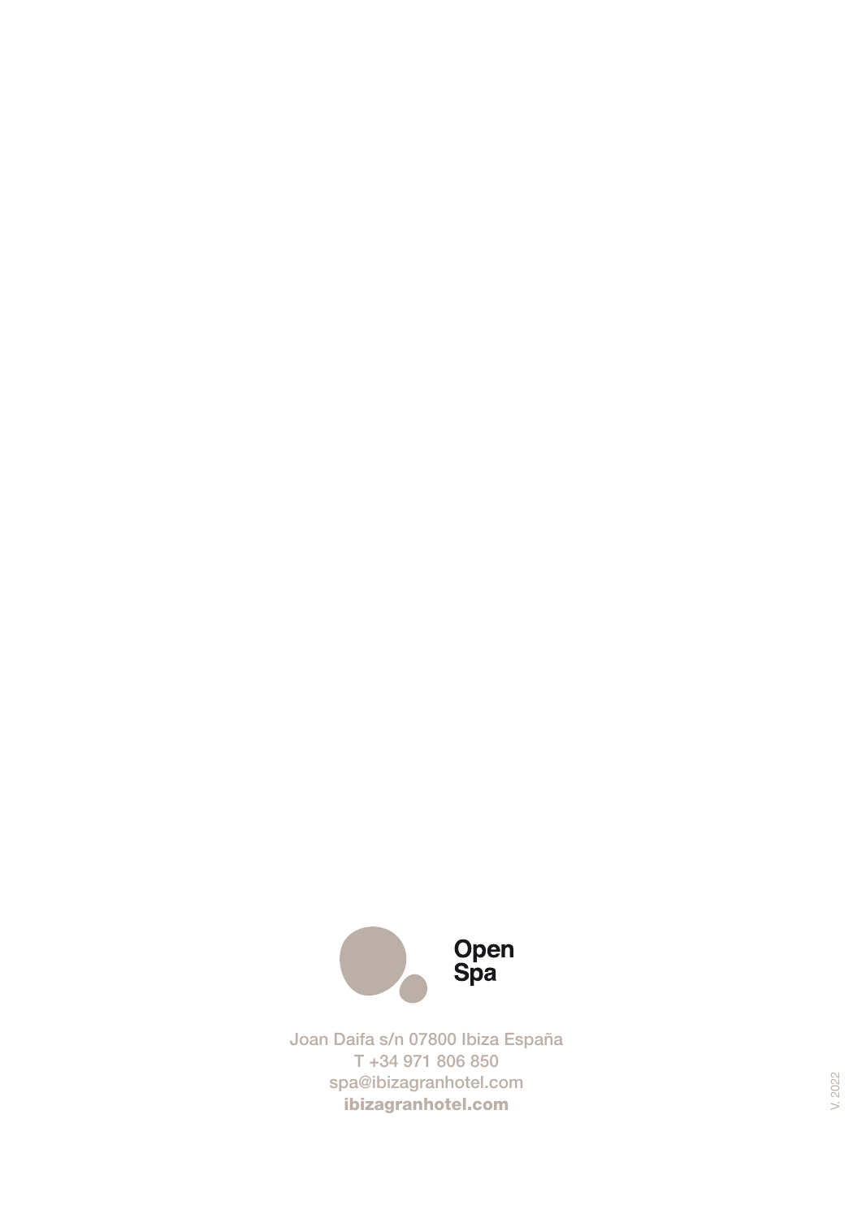Open
Spa

Joan Daifa s/n 07800 Ibiza España
T +34 971 806 850
spa@ibizagranhotel.com
**ibizagranhotel.com**

V. 2022